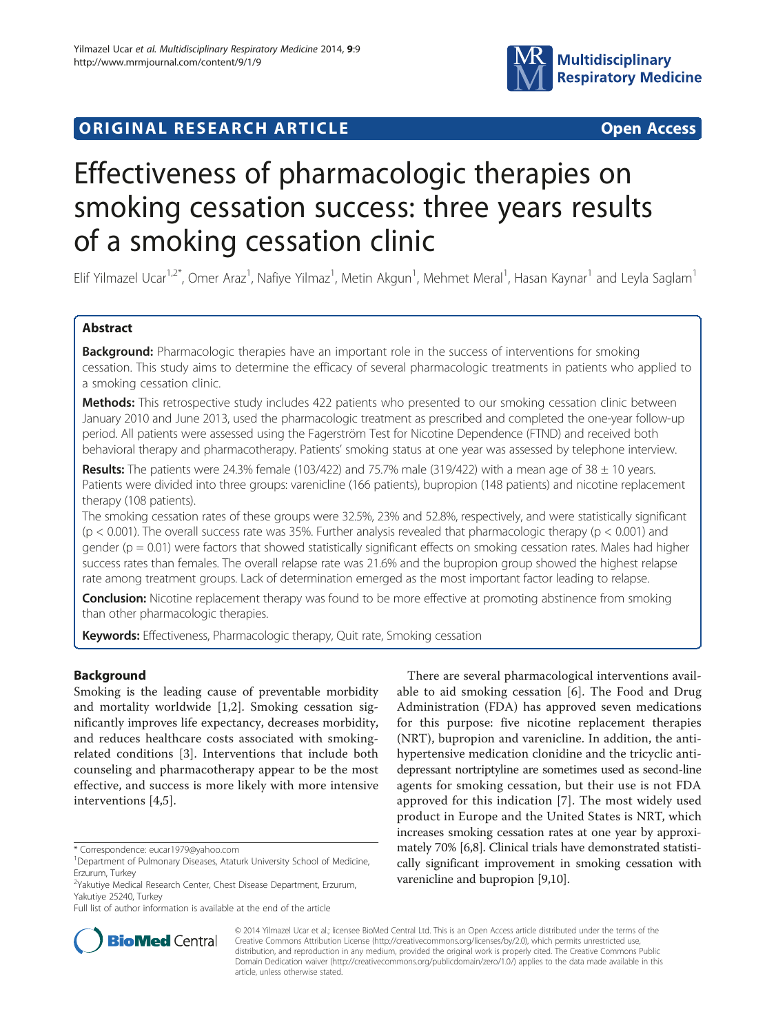ORIGINAL RESEARCH ARTICLE Open Access

# Effectiveness of pharmacologic therapies on smoking cessation success: three years results of a smoking cessation clinic

Elif Yilmazel Ucar[1,2*], Omer Araz[1], Nafiye Yilmaz[1], Metin Akgun[1], Mehmet Meral[1], Hasan Kaynar[1] and Leyla Saglam[1]

## Abstract

**Background:** Pharmacologic therapies have an important role in the success of interventions for smoking cessation. This study aims to determine the efficacy of several pharmacologic treatments in patients who applied to a smoking cessation clinic.

**Methods:** This retrospective study includes 422 patients who presented to our smoking cessation clinic between January 2010 and June 2013, used the pharmacologic treatment as prescribed and completed the one-year follow-up period. All patients were assessed using the Fagerström Test for Nicotine Dependence (FTND) and received both behavioral therapy and pharmacotherapy. Patients' smoking status at one year was assessed by telephone interview.

**Results:** The patients were 24.3% female (103/422) and 75.7% male (319/422) with a mean age of 38 ± 10 years. Patients were divided into three groups: varenicline (166 patients), bupropion (148 patients) and nicotine replacement therapy (108 patients).

The smoking cessation rates of these groups were 32.5%, 23% and 52.8%, respectively, and were statistically significant ($p < 0.001$). The overall success rate was 35%. Further analysis revealed that pharmacologic therapy ($p < 0.001$) and gender ($p = 0.01$) were factors that showed statistically significant effects on smoking cessation rates. Males had higher success rates than females. The overall relapse rate was 21.6% and the bupropion group showed the highest relapse rate among treatment groups. Lack of determination emerged as the most important factor leading to relapse.

**Conclusion:** Nicotine replacement therapy was found to be more effective at promoting abstinence from smoking than other pharmacologic therapies.

**Keywords:** Effectiveness, Pharmacologic therapy, Quit rate, Smoking cessation

## Background

Smoking is the leading cause of preventable morbidity and mortality worldwide [1,2]. Smoking cessation significantly improves life expectancy, decreases morbidity, and reduces healthcare costs associated with smoking-related conditions [3]. Interventions that include both counseling and pharmacotherapy appear to be the most effective, and success is more likely with more intensive interventions [4,5].

There are several pharmacological interventions available to aid smoking cessation [6]. The Food and Drug Administration (FDA) has approved seven medications for this purpose: five nicotine replacement therapies (NRT), bupropion and varenicline. In addition, the antihypertensive medication clonidine and the tricyclic antidepressant nortriptyline are sometimes used as second-line agents for smoking cessation, but their use is not FDA approved for this indication [7]. The most widely used product in Europe and the United States is NRT, which increases smoking cessation rates at one year by approximately 70% [6,8]. Clinical trials have demonstrated statistically significant improvement in smoking cessation with varenicline and bupropion [9,10].

\* Correspondence: eucar1979@yahoo.com
[1]Department of Pulmonary Diseases, Ataturk University School of Medicine, Erzurum, Turkey
[2]Yakutiye Medical Research Center, Chest Disease Department, Erzurum, Yakutiye 25240, Turkey
Full list of author information is available at the end of the article

© 2014 Yilmazel Ucar et al.; licensee BioMed Central Ltd. This is an Open Access article distributed under the terms of the Creative Commons Attribution License (http://creativecommons.org/licenses/by/2.0), which permits unrestricted use, distribution, and reproduction in any medium, provided the original work is properly cited. The Creative Commons Public Domain Dedication waiver (http://creativecommons.org/publicdomain/zero/1.0/) applies to the data made available in this article, unless otherwise stated.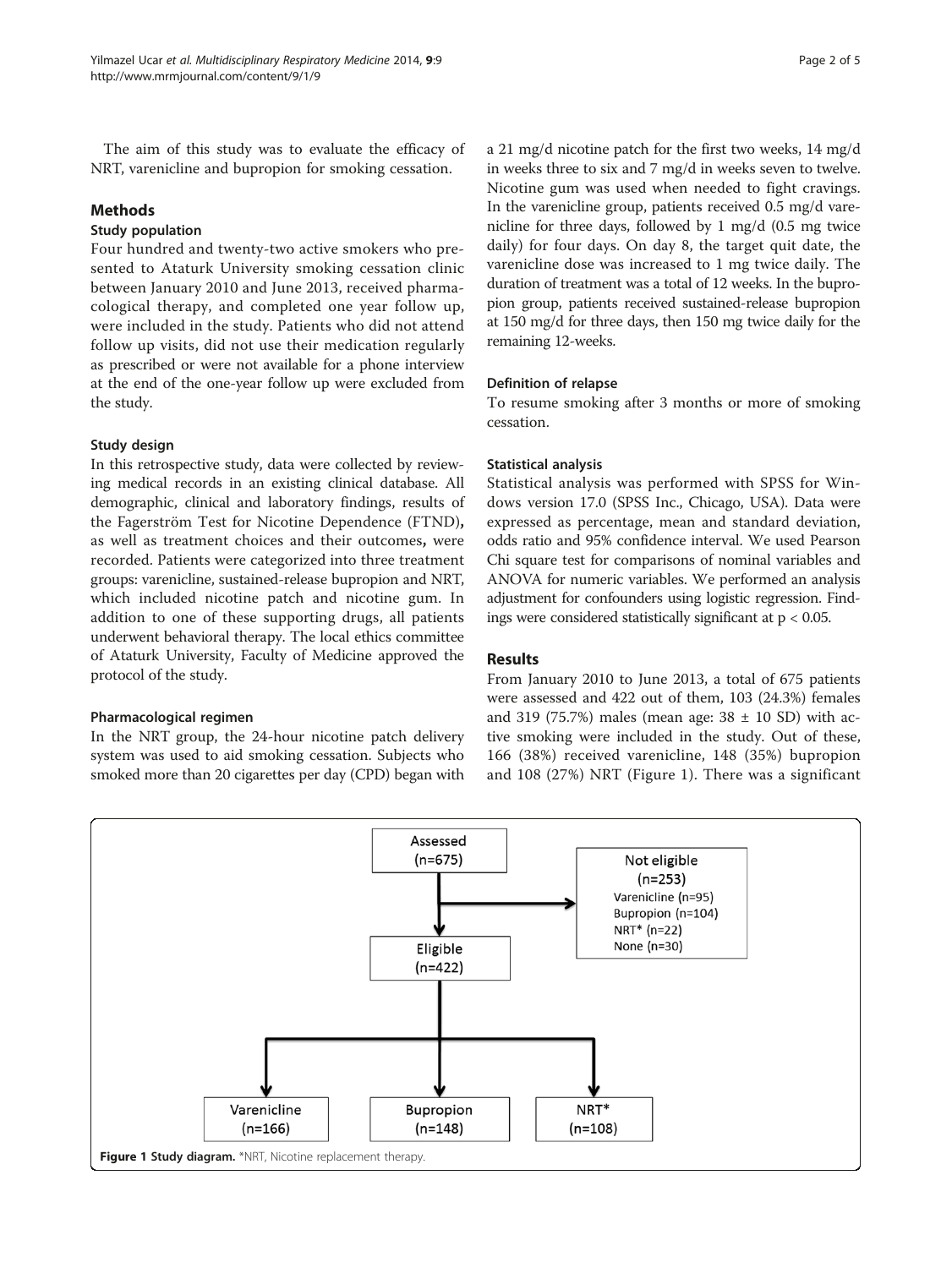The aim of this study was to evaluate the efficacy of NRT, varenicline and bupropion for smoking cessation.

## Methods

### Study population

Four hundred and twenty-two active smokers who presented to Ataturk University smoking cessation clinic between January 2010 and June 2013, received pharmacological therapy, and completed one year follow up, were included in the study. Patients who did not attend follow up visits, did not use their medication regularly as prescribed or were not available for a phone interview at the end of the one-year follow up were excluded from the study.

### Study design

In this retrospective study, data were collected by reviewing medical records in an existing clinical database. All demographic, clinical and laboratory findings, results of the Fagerström Test for Nicotine Dependence (FTND), as well as treatment choices and their outcomes, were recorded. Patients were categorized into three treatment groups: varenicline, sustained-release bupropion and NRT, which included nicotine patch and nicotine gum. In addition to one of these supporting drugs, all patients underwent behavioral therapy. The local ethics committee of Ataturk University, Faculty of Medicine approved the protocol of the study.

### Pharmacological regimen

In the NRT group, the 24-hour nicotine patch delivery system was used to aid smoking cessation. Subjects who smoked more than 20 cigarettes per day (CPD) began with a 21 mg/d nicotine patch for the first two weeks, 14 mg/d in weeks three to six and 7 mg/d in weeks seven to twelve. Nicotine gum was used when needed to fight cravings. In the varenicline group, patients received 0.5 mg/d varenicline for three days, followed by 1 mg/d (0.5 mg twice daily) for four days. On day 8, the target quit date, the varenicline dose was increased to 1 mg twice daily. The duration of treatment was a total of 12 weeks. In the bupropion group, patients received sustained-release bupropion at 150 mg/d for three days, then 150 mg twice daily for the remaining 12-weeks.

### Definition of relapse

To resume smoking after 3 months or more of smoking cessation.

### Statistical analysis

Statistical analysis was performed with SPSS for Windows version 17.0 (SPSS Inc., Chicago, USA). Data were expressed as percentage, mean and standard deviation, odds ratio and 95% confidence interval. We used Pearson Chi square test for comparisons of nominal variables and ANOVA for numeric variables. We performed an analysis adjustment for confounders using logistic regression. Findings were considered statistically significant at $p < 0.05$.

## Results

From January 2010 to June 2013, a total of 675 patients were assessed and 422 out of them, 103 (24.3%) females and 319 (75.7%) males (mean age: 38 ± 10 SD) with active smoking were included in the study. Out of these, 166 (38%) received varenicline, 148 (35%) bupropion and 108 (27%) NRT (Figure 1). There was a significant

Assessed (n=675) → Not eligible (n=253): Varenicline (n=95), Bupropion (n=104), NRT* (n=22), None (n=30)

Eligible (n=422) → Varenicline (n=166), Bupropion (n=148), NRT* (n=108)

**Figure 1 Study diagram.** *NRT, Nicotine replacement therapy.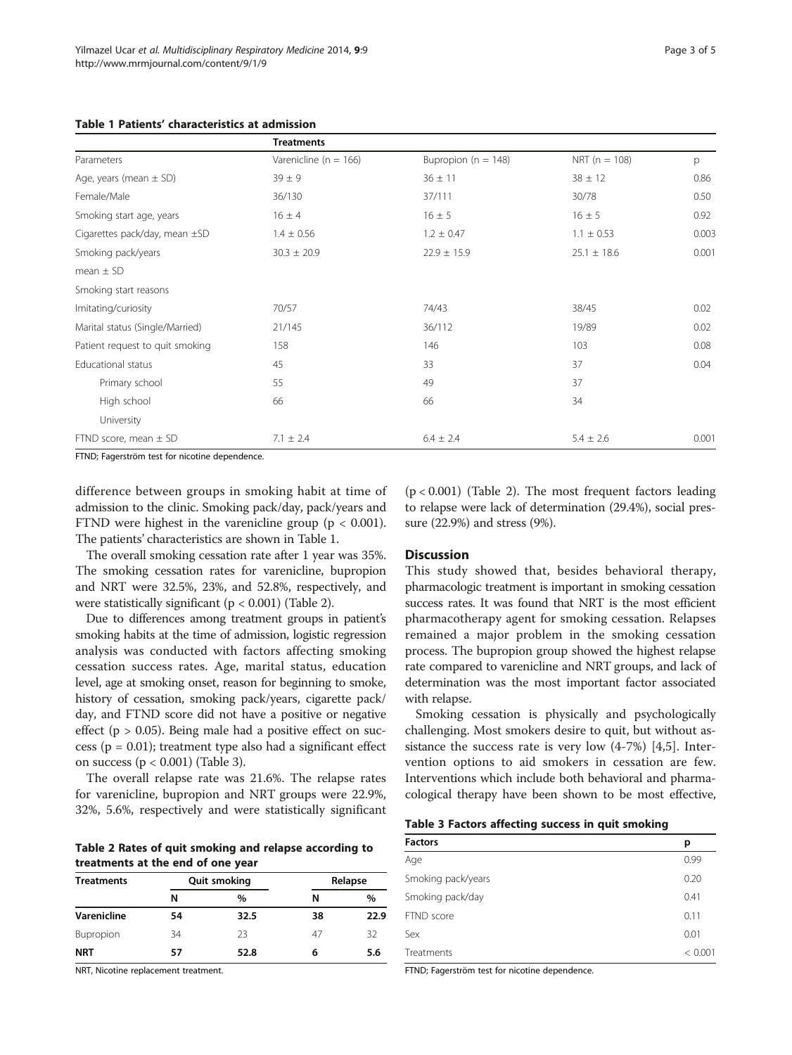**Table 1 Patients' characteristics at admission**

| | Treatments | | | |
|---|---|---|---|---|
| Parameters | Varenicline (n = 166) | Bupropion (n = 148) | NRT (n = 108) | p |
| Age, years (mean ± SD) | 39 ± 9 | 36 ± 11 | 38 ± 12 | 0.86 |
| Female/Male | 36/130 | 37/111 | 30/78 | 0.50 |
| Smoking start age, years | 16 ± 4 | 16 ± 5 | 16 ± 5 | 0.92 |
| Cigarettes pack/day, mean ±SD | 1.4 ± 0.56 | 1.2 ± 0.47 | 1.1 ± 0.53 | 0.003 |
| Smoking pack/years | 30.3 ± 20.9 | 22.9 ± 15.9 | 25.1 ± 18.6 | 0.001 |
| mean ± SD | | | | |
| Smoking start reasons | | | | |
| Imitating/curiosity | 70/57 | 74/43 | 38/45 | 0.02 |
| Marital status (Single/Married) | 21/145 | 36/112 | 19/89 | 0.02 |
| Patient request to quit smoking | 158 | 146 | 103 | 0.08 |
| Educational status | 45 | 33 | 37 | 0.04 |
| Primary school | 55 | 49 | 37 | |
| High school | 66 | 66 | 34 | |
| University | | | | |
| FTND score, mean ± SD | 7.1 ± 2.4 | 6.4 ± 2.4 | 5.4 ± 2.6 | 0.001 |

FTND; Fagerström test for nicotine dependence.

difference between groups in smoking habit at time of admission to the clinic. Smoking pack/day, pack/years and FTND were highest in the varenicline group ($p < 0.001$). The patients' characteristics are shown in Table 1.

The overall smoking cessation rate after 1 year was 35%. The smoking cessation rates for varenicline, bupropion and NRT were 32.5%, 23%, and 52.8%, respectively, and were statistically significant ($p < 0.001$) (Table 2).

Due to differences among treatment groups in patient's smoking habits at the time of admission, logistic regression analysis was conducted with factors affecting smoking cessation success rates. Age, marital status, education level, age at smoking onset, reason for beginning to smoke, history of cessation, smoking pack/years, cigarette pack/day, and FTND score did not have a positive or negative effect ($p > 0.05$). Being male had a positive effect on success ($p = 0.01$); treatment type also had a significant effect on success ($p < 0.001$) (Table 3).

The overall relapse rate was 21.6%. The relapse rates for varenicline, bupropion and NRT groups were 22.9%, 32%, 5.6%, respectively and were statistically significant ($p < 0.001$) (Table 2). The most frequent factors leading to relapse were lack of determination (29.4%), social pressure (22.9%) and stress (9%).

**Table 2 Rates of quit smoking and relapse according to treatments at the end of one year**

| Treatments | Quit smoking | | Relapse | |
|---|---|---|---|---|
| | N | % | N | % |
| **Varenicline** | **54** | **32.5** | **38** | **22.9** |
| Bupropion | 34 | 23 | 47 | 32 |
| **NRT** | **57** | **52.8** | **6** | **5.6** |

NRT, Nicotine replacement treatment.

## Discussion

This study showed that, besides behavioral therapy, pharmacologic treatment is important in smoking cessation success rates. It was found that NRT is the most efficient pharmacotherapy agent for smoking cessation. Relapses remained a major problem in the smoking cessation process. The bupropion group showed the highest relapse rate compared to varenicline and NRT groups, and lack of determination was the most important factor associated with relapse.

Smoking cessation is physically and psychologically challenging. Most smokers desire to quit, but without assistance the success rate is very low (4-7%) [4,5]. Intervention options to aid smokers in cessation are few. Interventions which include both behavioral and pharmacological therapy have been shown to be most effective,

**Table 3 Factors affecting success in quit smoking**

| Factors | p |
|---|---|
| Age | 0.99 |
| Smoking pack/years | 0.20 |
| Smoking pack/day | 0.41 |
| FTND score | 0.11 |
| Sex | 0.01 |
| Treatments | < 0.001 |

FTND; Fagerström test for nicotine dependence.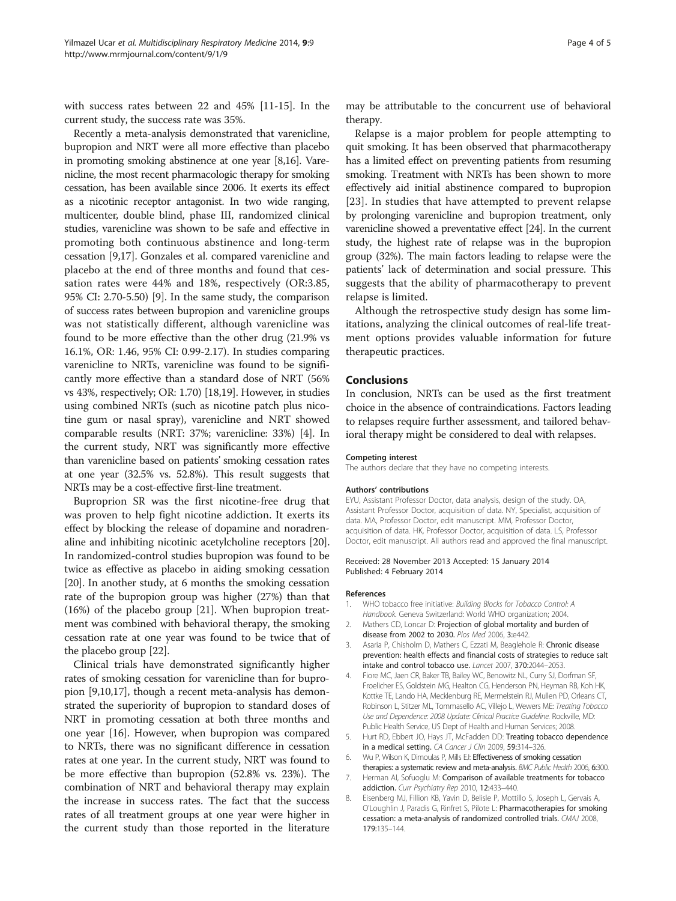with success rates between 22 and 45% [11-15]. In the current study, the success rate was 35%.

Recently a meta-analysis demonstrated that varenicline, bupropion and NRT were all more effective than placebo in promoting smoking abstinence at one year [8,16]. Varenicline, the most recent pharmacologic therapy for smoking cessation, has been available since 2006. It exerts its effect as a nicotinic receptor antagonist. In two wide ranging, multicenter, double blind, phase III, randomized clinical studies, varenicline was shown to be safe and effective in promoting both continuous abstinence and long-term cessation [9,17]. Gonzales et al. compared varenicline and placebo at the end of three months and found that cessation rates were 44% and 18%, respectively (OR:3.85, 95% CI: 2.70-5.50) [9]. In the same study, the comparison of success rates between bupropion and varenicline groups was not statistically different, although varenicline was found to be more effective than the other drug (21.9% vs 16.1%, OR: 1.46, 95% CI: 0.99-2.17). In studies comparing varenicline to NRTs, varenicline was found to be significantly more effective than a standard dose of NRT (56% vs 43%, respectively; OR: 1.70) [18,19]. However, in studies using combined NRTs (such as nicotine patch plus nicotine gum or nasal spray), varenicline and NRT showed comparable results (NRT: 37%; varenicline: 33%) [4]. In the current study, NRT was significantly more effective than varenicline based on patients' smoking cessation rates at one year (32.5% vs. 52.8%). This result suggests that NRTs may be a cost-effective first-line treatment.

Buproprion SR was the first nicotine-free drug that was proven to help fight nicotine addiction. It exerts its effect by blocking the release of dopamine and noradrenaline and inhibiting nicotinic acetylcholine receptors [20]. In randomized-control studies bupropion was found to be twice as effective as placebo in aiding smoking cessation [20]. In another study, at 6 months the smoking cessation rate of the bupropion group was higher (27%) than that (16%) of the placebo group [21]. When bupropion treatment was combined with behavioral therapy, the smoking cessation rate at one year was found to be twice that of the placebo group [22].

Clinical trials have demonstrated significantly higher rates of smoking cessation for varenicline than for bupropion [9,10,17], though a recent meta-analysis has demonstrated the superiority of bupropion to standard doses of NRT in promoting cessation at both three months and one year [16]. However, when bupropion was compared to NRTs, there was no significant difference in cessation rates at one year. In the current study, NRT was found to be more effective than bupropion (52.8% vs. 23%). The combination of NRT and behavioral therapy may explain the increase in success rates. The fact that the success rates of all treatment groups at one year were higher in the current study than those reported in the literature may be attributable to the concurrent use of behavioral therapy.

Relapse is a major problem for people attempting to quit smoking. It has been observed that pharmacotherapy has a limited effect on preventing patients from resuming smoking. Treatment with NRTs has been shown to more effectively aid initial abstinence compared to bupropion [23]. In studies that have attempted to prevent relapse by prolonging varenicline and bupropion treatment, only varenicline showed a preventative effect [24]. In the current study, the highest rate of relapse was in the bupropion group (32%). The main factors leading to relapse were the patients' lack of determination and social pressure. This suggests that the ability of pharmacotherapy to prevent relapse is limited.

Although the retrospective study design has some limitations, analyzing the clinical outcomes of real-life treatment options provides valuable information for future therapeutic practices.

## Conclusions

In conclusion, NRTs can be used as the first treatment choice in the absence of contraindications. Factors leading to relapses require further assessment, and tailored behavioral therapy might be considered to deal with relapses.

#### Competing interest

The authors declare that they have no competing interests.

#### Authors' contributions

EYU, Assistant Professor Doctor, data analysis, design of the study. OA, Assistant Professor Doctor, acquisition of data. NY, Specialist, acquisition of data. MA, Professor Doctor, edit manuscript. MM, Professor Doctor, acquisition of data. HK, Professor Doctor, acquisition of data. LS, Professor Doctor, edit manuscript. All authors read and approved the final manuscript.

Received: 28 November 2013 Accepted: 15 January 2014
Published: 4 February 2014

#### References

1. WHO tobacco free initiative: *Building Blocks for Tobacco Control: A Handbook*. Geneva Switzerland: World WHO organization; 2004.
2. Mathers CD, Loncar D: **Projection of global mortality and burden of disease from 2002 to 2030.** *Plos Med* 2006, **3:**e442.
3. Asaria P, Chisholm D, Mathers C, Ezzati M, Beaglehole R: **Chronic disease prevention: health effects and financial costs of strategies to reduce salt intake and control tobacco use.** *Lancet* 2007, **370:**2044–2053.
4. Fiore MC, Jaen CR, Baker TB, Bailey WC, Benowitz NL, Curry SJ, Dorfman SF, Froelicher ES, Goldstein MG, Healton CG, Henderson PN, Heyman RB, Koh HK, Kottke TE, Lando HA, Mecklenburg RE, Mermelstein RJ, Mullen PD, Orleans CT, Robinson L, Stitzer ML, Tommasello AC, Villejo L, Wewers ME: *Treating Tobacco Use and Dependence: 2008 Update: Clinical Practice Guideline*. Rockville, MD: Public Health Service, US Dept of Health and Human Services; 2008.
5. Hurt RD, Ebbert JO, Hays JT, McFadden DD: **Treating tobacco dependence in a medical setting.** *CA Cancer J Clin* 2009, **59:**314–326.
6. Wu P, Wilson K, Dimoulas P, Mills EJ: **Effectiveness of smoking cessation therapies: a systematic review and meta-analysis.** *BMC Public Health* 2006, **6:**300.
7. Herman AI, Sofuoglu M: **Comparison of available treatments for tobacco addiction.** *Curr Psychiatry Rep* 2010, **12:**433–440.
8. Eisenberg MJ, Fillion KB, Yavin D, Belisle P, Mottillo S, Joseph L, Gervais A, O'Loughlin J, Paradis G, Rinfret S, Pilote L: **Pharmacotherapies for smoking cessation: a meta-analysis of randomized controlled trials.** *CMAJ* 2008, **179:**135–144.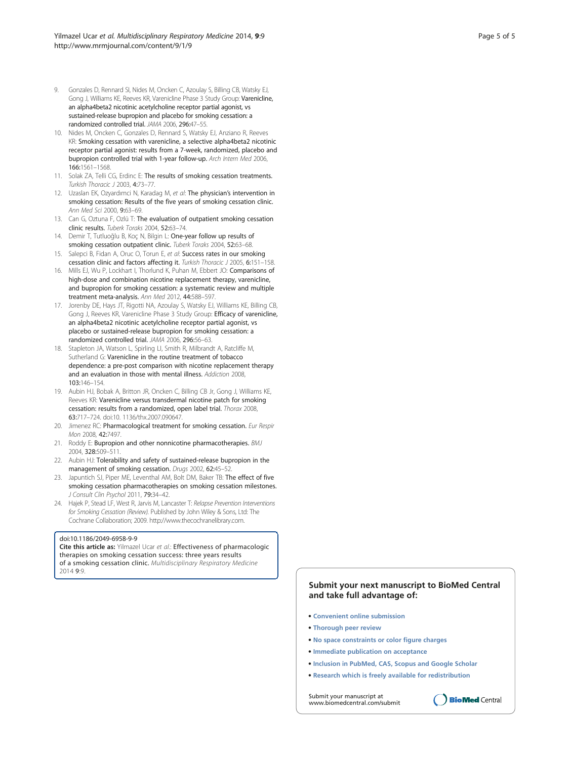9. Gonzales D, Rennard SI, Nides M, Oncken C, Azoulay S, Billing CB, Watsky EJ, Gong J, Williams KE, Reeves KR, Varenicline Phase 3 Study Group: **Varenicline, an alpha4beta2 nicotinic acetylcholine receptor partial agonist, vs sustained-release bupropion and placebo for smoking cessation: a randomized controlled trial.** *JAMA* 2006, **296:**47–55.
10. Nides M, Oncken C, Gonzales D, Rennard S, Watsky EJ, Anziano R, Reeves KR: **Smoking cessation with varenicline, a selective alpha4beta2 nicotinic receptor partial agonist: results from a 7-week, randomized, placebo and bupropion controlled trial with 1-year follow-up.** *Arch Intern Med* 2006, **166:**1561–1568.
11. Solak ZA, Telli CG, Erdinc E: **The results of smoking cessation treatments.** *Turkish Thoracic J* 2003, **4:**73–77.
12. Uzaslan EK, Ozyardımci N, Karadag M, *et al*: **The physician's intervention in smoking cessation: Results of the five years of smoking cessation clinic.** *Ann Med Sci* 2000, **9:**63–69.
13. Can G, Oztuna F, Ozlü T: **The evaluation of outpatient smoking cessation clinic results.** *Tuberk Toraks* 2004, **52:**63–74.
14. Demir T, Tutluoğlu B, Koç N, Bilgin L: **One-year follow up results of smoking cessation outpatient clinic.** *Tuberk Toraks* 2004, **52:**63–68.
15. Salepci B, Fidan A, Oruc O, Torun E, *et al*: **Success rates in our smoking cessation clinic and factors affecting it.** *Turkish Thoracic J* 2005, **6:**151–158.
16. Mills EJ, Wu P, Lockhart I, Thorlund K, Puhan M, Ebbert JO: **Comparisons of high-dose and combination nicotine replacement therapy, varenicline, and bupropion for smoking cessation: a systematic review and multiple treatment meta-analysis.** *Ann Med* 2012, **44:**588–597.
17. Jorenby DE, Hays JT, Rigotti NA, Azoulay S, Watsky EJ, Williams KE, Billing CB, Gong J, Reeves KR, Varenicline Phase 3 Study Group: **Efficacy of varenicline, an alpha4beta2 nicotinic acetylcholine receptor partial agonist, vs placebo or sustained-release bupropion for smoking cessation: a randomized controlled trial.** *JAMA* 2006, **296:**56–63.
18. Stapleton JA, Watson L, Spirling LI, Smith R, Milbrandt A, Ratcliffe M, Sutherland G: **Varenicline in the routine treatment of tobacco dependence: a pre-post comparison with nicotine replacement therapy and an evaluation in those with mental illness.** *Addiction* 2008, **103:**146–154.
19. Aubin HJ, Bobak A, Britton JR, Oncken C, Billing CB Jr, Gong J, Williams KE, Reeves KR: **Varenicline versus transdermal nicotine patch for smoking cessation: results from a randomized, open label trial.** *Thorax* 2008, **63:**717–724. doi:10. 1136/thx.2007.090647.
20. Jimenez RC: **Pharmacological treatment for smoking cessation.** *Eur Respir Mon* 2008, **42:**7497.
21. Roddy E: **Bupropion and other nonnicotine pharmacotherapies.** *BMJ* 2004, **328:**509–511.
22. Aubin HJ: **Tolerability and safety of sustained-release bupropion in the management of smoking cessation.** *Drugs* 2002, **62:**45–52.
23. Japuntich SJ, Piper ME, Leventhal AM, Bolt DM, Baker TB: **The effect of five smoking cessation pharmacotherapies on smoking cessation milestones.** *J Consult Clin Psychol* 2011, **79:**34–42.
24. Hajek P, Stead LF, West R, Jarvis M, Lancaster T: *Relapse Prevention Interventions for Smoking Cessation (Review).* Published by John Wiley & Sons, Ltd: The Cochrane Collaboration; 2009. http://www.thecochranelibrary.com.

doi:10.1186/2049-6958-9-9
**Cite this article as:** Yilmazel Ucar *et al.*: Effectiveness of pharmacologic therapies on smoking cessation success: three years results of a smoking cessation clinic. *Multidisciplinary Respiratory Medicine* 2014 **9**:9.

**Submit your next manuscript to BioMed Central and take full advantage of:**

- **Convenient online submission**
- **Thorough peer review**
- **No space constraints or color figure charges**
- **Immediate publication on acceptance**
- **Inclusion in PubMed, CAS, Scopus and Google Scholar**
- **Research which is freely available for redistribution**

Submit your manuscript at
www.biomedcentral.com/submit

BioMed Central